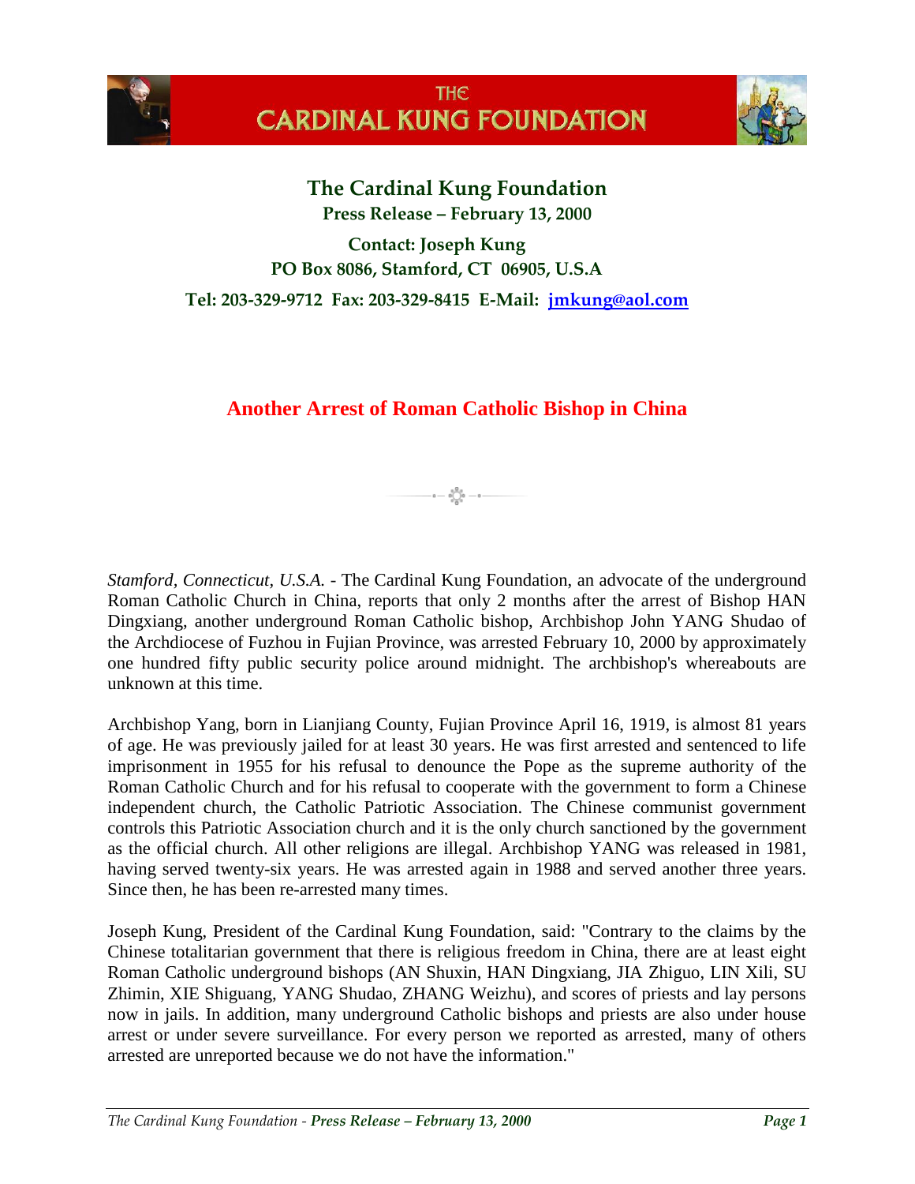# THE CARDINAL KUNG FOUNDATION

## The Cardinal Kung Foundation

**Press Release – February 13, 2000**

**Contact: Joseph Kung**
**PO Box 8086, Stamford, CT 06905, U.S.A**
**Tel: 203-329-9712 Fax: 203-329-8415 E-Mail: jmkung@aol.com**

## Another Arrest of Roman Catholic Bishop in China

*Stamford, Connecticut, U.S.A.* - The Cardinal Kung Foundation, an advocate of the underground Roman Catholic Church in China, reports that only 2 months after the arrest of Bishop HAN Dingxiang, another underground Roman Catholic bishop, Archbishop John YANG Shudao of the Archdiocese of Fuzhou in Fujian Province, was arrested February 10, 2000 by approximately one hundred fifty public security police around midnight. The archbishop's whereabouts are unknown at this time.

Archbishop Yang, born in Lianjiang County, Fujian Province April 16, 1919, is almost 81 years of age. He was previously jailed for at least 30 years. He was first arrested and sentenced to life imprisonment in 1955 for his refusal to denounce the Pope as the supreme authority of the Roman Catholic Church and for his refusal to cooperate with the government to form a Chinese independent church, the Catholic Patriotic Association. The Chinese communist government controls this Patriotic Association church and it is the only church sanctioned by the government as the official church. All other religions are illegal. Archbishop YANG was released in 1981, having served twenty-six years. He was arrested again in 1988 and served another three years. Since then, he has been re-arrested many times.

Joseph Kung, President of the Cardinal Kung Foundation, said: "Contrary to the claims by the Chinese totalitarian government that there is religious freedom in China, there are at least eight Roman Catholic underground bishops (AN Shuxin, HAN Dingxiang, JIA Zhiguo, LIN Xili, SU Zhimin, XIE Shiguang, YANG Shudao, ZHANG Weizhu), and scores of priests and lay persons now in jails. In addition, many underground Catholic bishops and priests are also under house arrest or under severe surveillance. For every person we reported as arrested, many of others arrested are unreported because we do not have the information."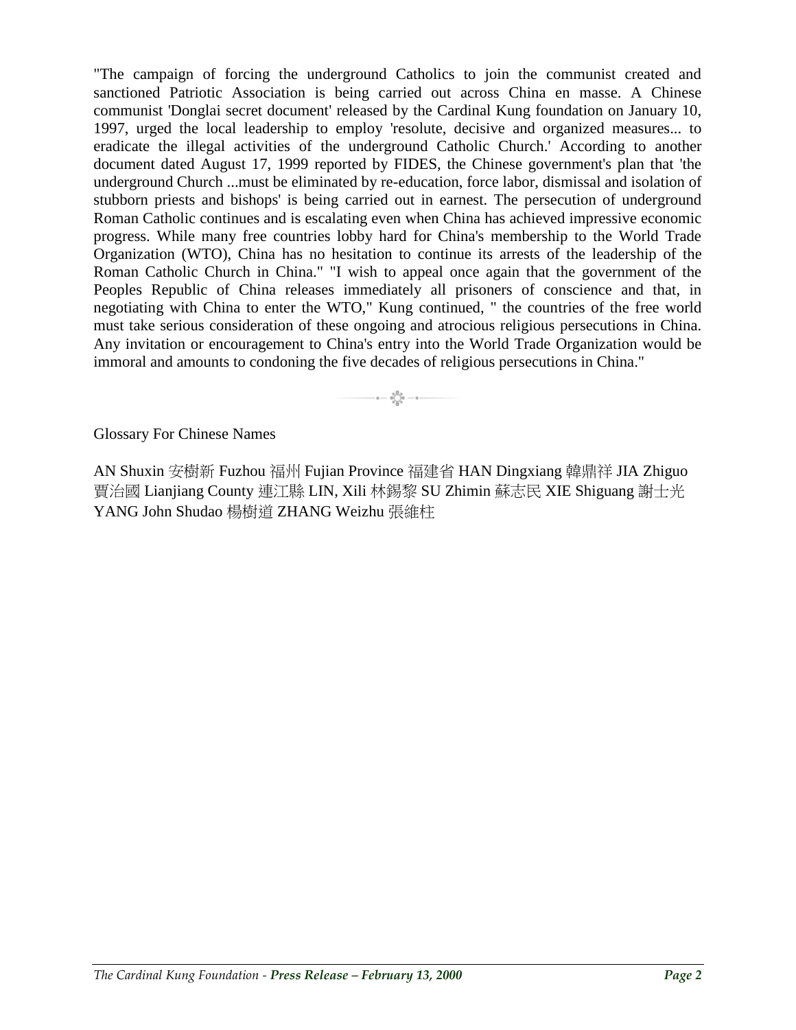"The campaign of forcing the underground Catholics to join the communist created and sanctioned Patriotic Association is being carried out across China en masse. A Chinese communist 'Donglai secret document' released by the Cardinal Kung foundation on January 10, 1997, urged the local leadership to employ 'resolute, decisive and organized measures... to eradicate the illegal activities of the underground Catholic Church.' According to another document dated August 17, 1999 reported by FIDES, the Chinese government's plan that 'the underground Church ...must be eliminated by re-education, force labor, dismissal and isolation of stubborn priests and bishops' is being carried out in earnest. The persecution of underground Roman Catholic continues and is escalating even when China has achieved impressive economic progress. While many free countries lobby hard for China's membership to the World Trade Organization (WTO), China has no hesitation to continue its arrests of the leadership of the Roman Catholic Church in China." "I wish to appeal once again that the government of the Peoples Republic of China releases immediately all prisoners of conscience and that, in negotiating with China to enter the WTO," Kung continued, " the countries of the free world must take serious consideration of these ongoing and atrocious religious persecutions in China. Any invitation or encouragement to China's entry into the World Trade Organization would be immoral and amounts to condoning the five decades of religious persecutions in China."

Glossary For Chinese Names

AN Shuxin 安樹新 Fuzhou 福州 Fujian Province 福建省 HAN Dingxiang 韓鼎祥 JIA Zhiguo 賈治國 Lianjiang County 連江縣 LIN, Xili 林錫黎 SU Zhimin 蘇志民 XIE Shiguang 謝士光 YANG John Shudao 楊樹道 ZHANG Weizhu 張維柱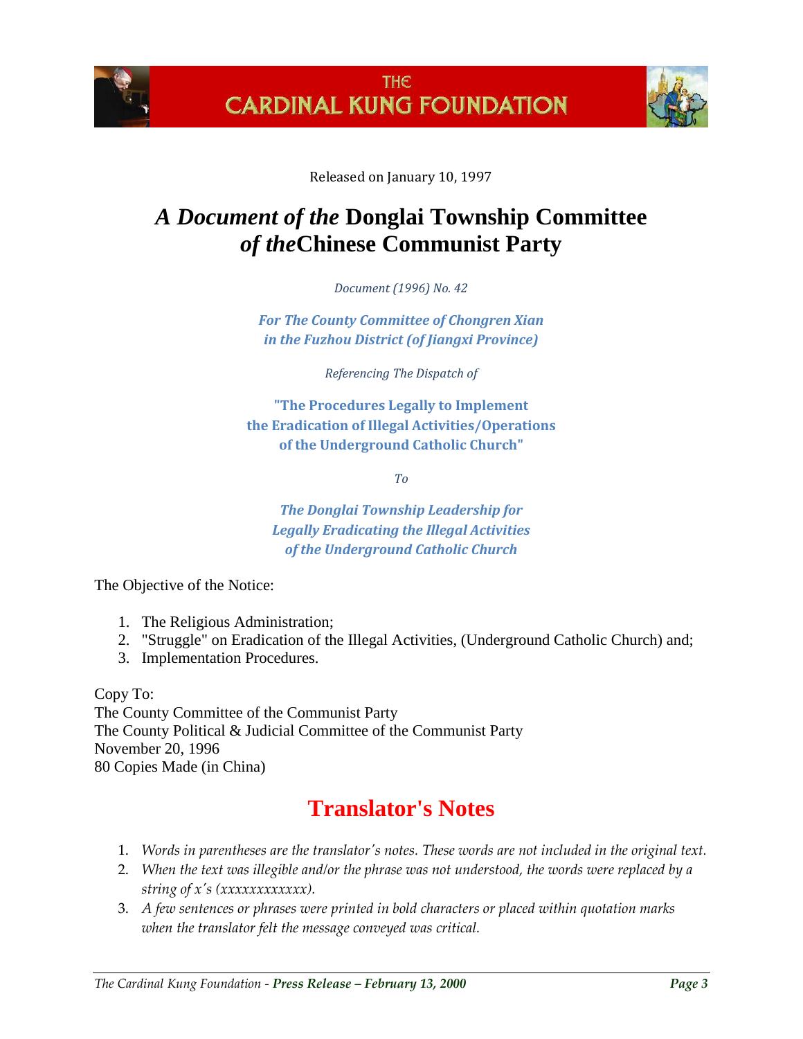Released on January 10, 1997

# *A Document of the* **Donglai Township Committee** *of the***Chinese Communist Party**

*Document (1996) No. 42*

***For The County Committee of Chongren Xian in the Fuzhou District (of Jiangxi Province)***

*Referencing The Dispatch of*

**"The Procedures Legally to Implement the Eradication of Illegal Activities/Operations of the Underground Catholic Church"**

*To*

***The Donglai Township Leadership for Legally Eradicating the Illegal Activities of the Underground Catholic Church***

The Objective of the Notice:

1. The Religious Administration;
2. "Struggle" on Eradication of the Illegal Activities, (Underground Catholic Church) and;
3. Implementation Procedures.

Copy To:
The County Committee of the Communist Party
The County Political & Judicial Committee of the Communist Party
November 20, 1996
80 Copies Made (in China)

## Translator's Notes

1. *Words in parentheses are the translator's notes. These words are not included in the original text.*
2. *When the text was illegible and/or the phrase was not understood, the words were replaced by a string of x's (xxxxxxxxxxxx).*
3. *A few sentences or phrases were printed in bold characters or placed within quotation marks when the translator felt the message conveyed was critical.*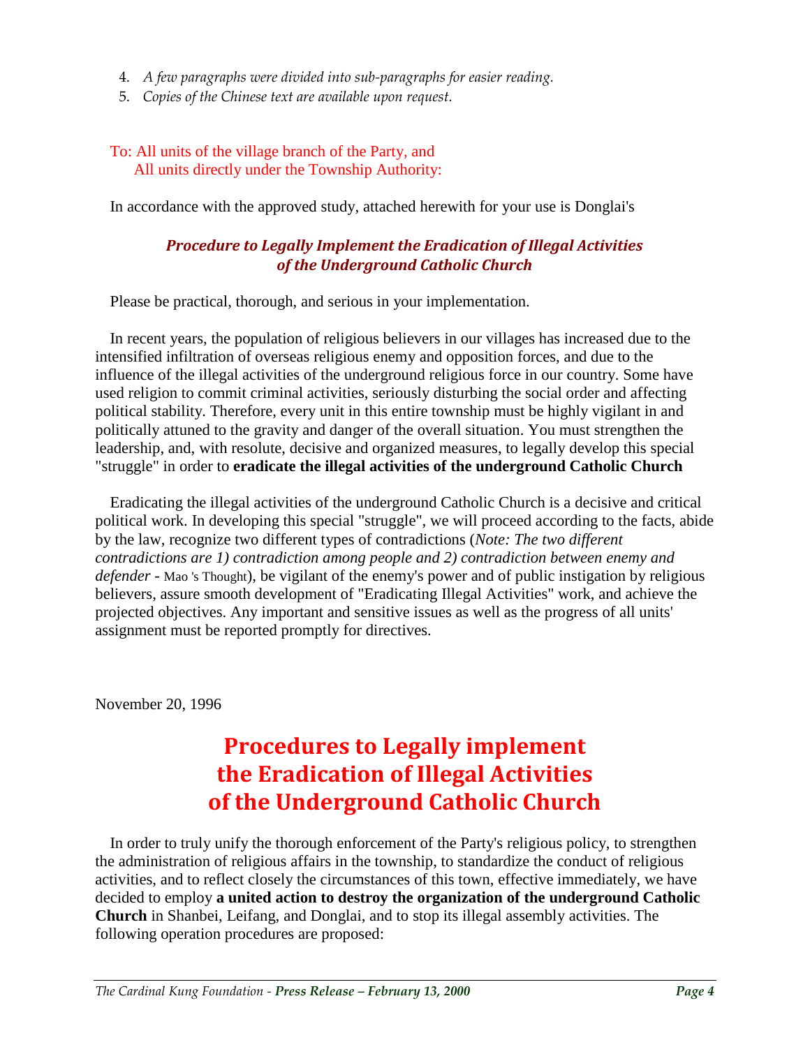4. *A few paragraphs were divided into sub-paragraphs for easier reading.*
5. *Copies of the Chinese text are available upon request.*

To: All units of the village branch of the Party, and
All units directly under the Township Authority:

In accordance with the approved study, attached herewith for your use is Donglai's

***Procedure to Legally Implement the Eradication of Illegal Activities of the Underground Catholic Church***

Please be practical, thorough, and serious in your implementation.

In recent years, the population of religious believers in our villages has increased due to the intensified infiltration of overseas religious enemy and opposition forces, and due to the influence of the illegal activities of the underground religious force in our country. Some have used religion to commit criminal activities, seriously disturbing the social order and affecting political stability. Therefore, every unit in this entire township must be highly vigilant in and politically attuned to the gravity and danger of the overall situation. You must strengthen the leadership, and, with resolute, decisive and organized measures, to legally develop this special "struggle" in order to **eradicate the illegal activities of the underground Catholic Church**

Eradicating the illegal activities of the underground Catholic Church is a decisive and critical political work. In developing this special "struggle", we will proceed according to the facts, abide by the law, recognize two different types of contradictions (*Note: The two different contradictions are 1) contradiction among people and 2) contradiction between enemy and defender* - Mao 's Thought), be vigilant of the enemy's power and of public instigation by religious believers, assure smooth development of "Eradicating Illegal Activities" work, and achieve the projected objectives. Any important and sensitive issues as well as the progress of all units' assignment must be reported promptly for directives.

November 20, 1996

# Procedures to Legally implement the Eradication of Illegal Activities of the Underground Catholic Church

In order to truly unify the thorough enforcement of the Party's religious policy, to strengthen the administration of religious affairs in the township, to standardize the conduct of religious activities, and to reflect closely the circumstances of this town, effective immediately, we have decided to employ **a united action to destroy the organization of the underground Catholic Church** in Shanbei, Leifang, and Donglai, and to stop its illegal assembly activities. The following operation procedures are proposed: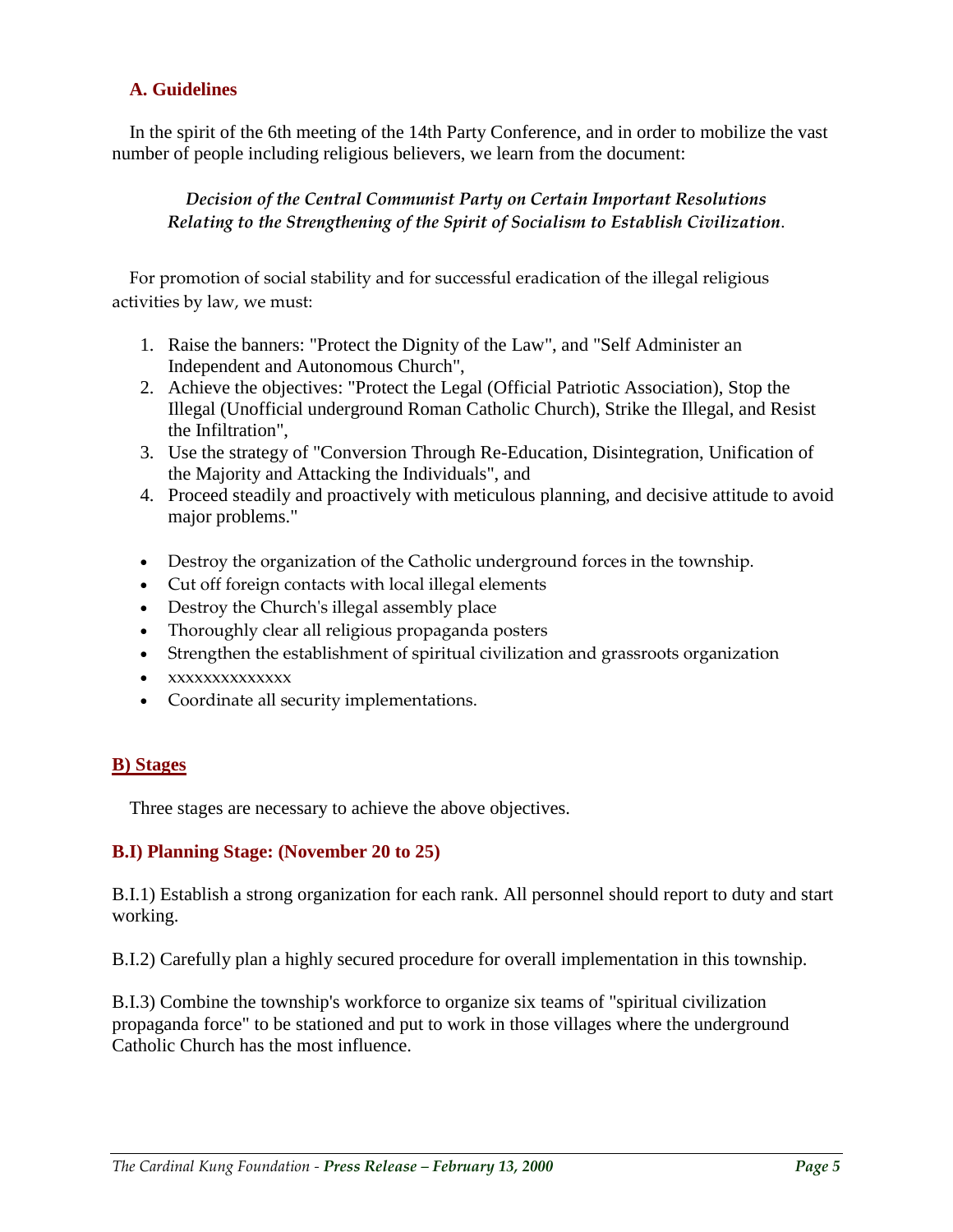### A. Guidelines

In the spirit of the 6th meeting of the 14th Party Conference, and in order to mobilize the vast number of people including religious believers, we learn from the document:

> ***Decision of the Central Communist Party on Certain Important Resolutions Relating to the Strengthening of the Spirit of Socialism to Establish Civilization***.

For promotion of social stability and for successful eradication of the illegal religious activities by law, we must:

1. Raise the banners: "Protect the Dignity of the Law", and "Self Administer an Independent and Autonomous Church",
2. Achieve the objectives: "Protect the Legal (Official Patriotic Association), Stop the Illegal (Unofficial underground Roman Catholic Church), Strike the Illegal, and Resist the Infiltration",
3. Use the strategy of "Conversion Through Re-Education, Disintegration, Unification of the Majority and Attacking the Individuals", and
4. Proceed steadily and proactively with meticulous planning, and decisive attitude to avoid major problems."

- Destroy the organization of the Catholic underground forces in the township.
- Cut off foreign contacts with local illegal elements
- Destroy the Church's illegal assembly place
- Thoroughly clear all religious propaganda posters
- Strengthen the establishment of spiritual civilization and grassroots organization
- xxxxxxxxxxxxxx
- Coordinate all security implementations.

## B) Stages

Three stages are necessary to achieve the above objectives.

### B.I) Planning Stage: (November 20 to 25)

B.I.1) Establish a strong organization for each rank. All personnel should report to duty and start working.

B.I.2) Carefully plan a highly secured procedure for overall implementation in this township.

B.I.3) Combine the township's workforce to organize six teams of "spiritual civilization propaganda force" to be stationed and put to work in those villages where the underground Catholic Church has the most influence.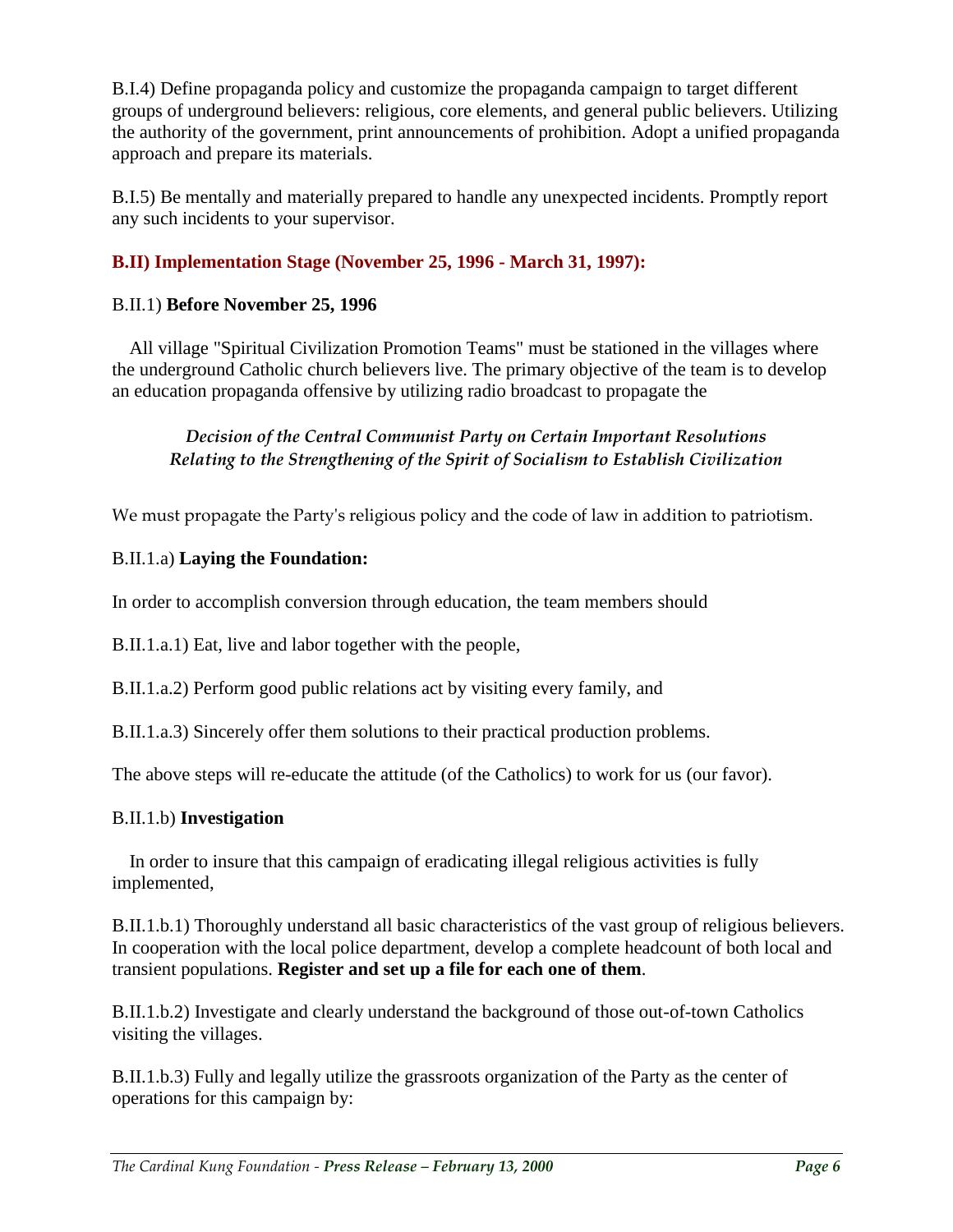B.I.4) Define propaganda policy and customize the propaganda campaign to target different groups of underground believers: religious, core elements, and general public believers. Utilizing the authority of the government, print announcements of prohibition. Adopt a unified propaganda approach and prepare its materials.

B.I.5) Be mentally and materially prepared to handle any unexpected incidents. Promptly report any such incidents to your supervisor.

### B.II) Implementation Stage (November 25, 1996 - March 31, 1997):

B.II.1) **Before November 25, 1996**

All village "Spiritual Civilization Promotion Teams" must be stationed in the villages where the underground Catholic church believers live. The primary objective of the team is to develop an education propaganda offensive by utilizing radio broadcast to propagate the

*Decision of the Central Communist Party on Certain Important Resolutions Relating to the Strengthening of the Spirit of Socialism to Establish Civilization*

We must propagate the Party's religious policy and the code of law in addition to patriotism.

B.II.1.a) **Laying the Foundation:**

In order to accomplish conversion through education, the team members should

B.II.1.a.1) Eat, live and labor together with the people,

B.II.1.a.2) Perform good public relations act by visiting every family, and

B.II.1.a.3) Sincerely offer them solutions to their practical production problems.

The above steps will re-educate the attitude (of the Catholics) to work for us (our favor).

B.II.1.b) **Investigation**

In order to insure that this campaign of eradicating illegal religious activities is fully implemented,

B.II.1.b.1) Thoroughly understand all basic characteristics of the vast group of religious believers. In cooperation with the local police department, develop a complete headcount of both local and transient populations. **Register and set up a file for each one of them**.

B.II.1.b.2) Investigate and clearly understand the background of those out-of-town Catholics visiting the villages.

B.II.1.b.3) Fully and legally utilize the grassroots organization of the Party as the center of operations for this campaign by: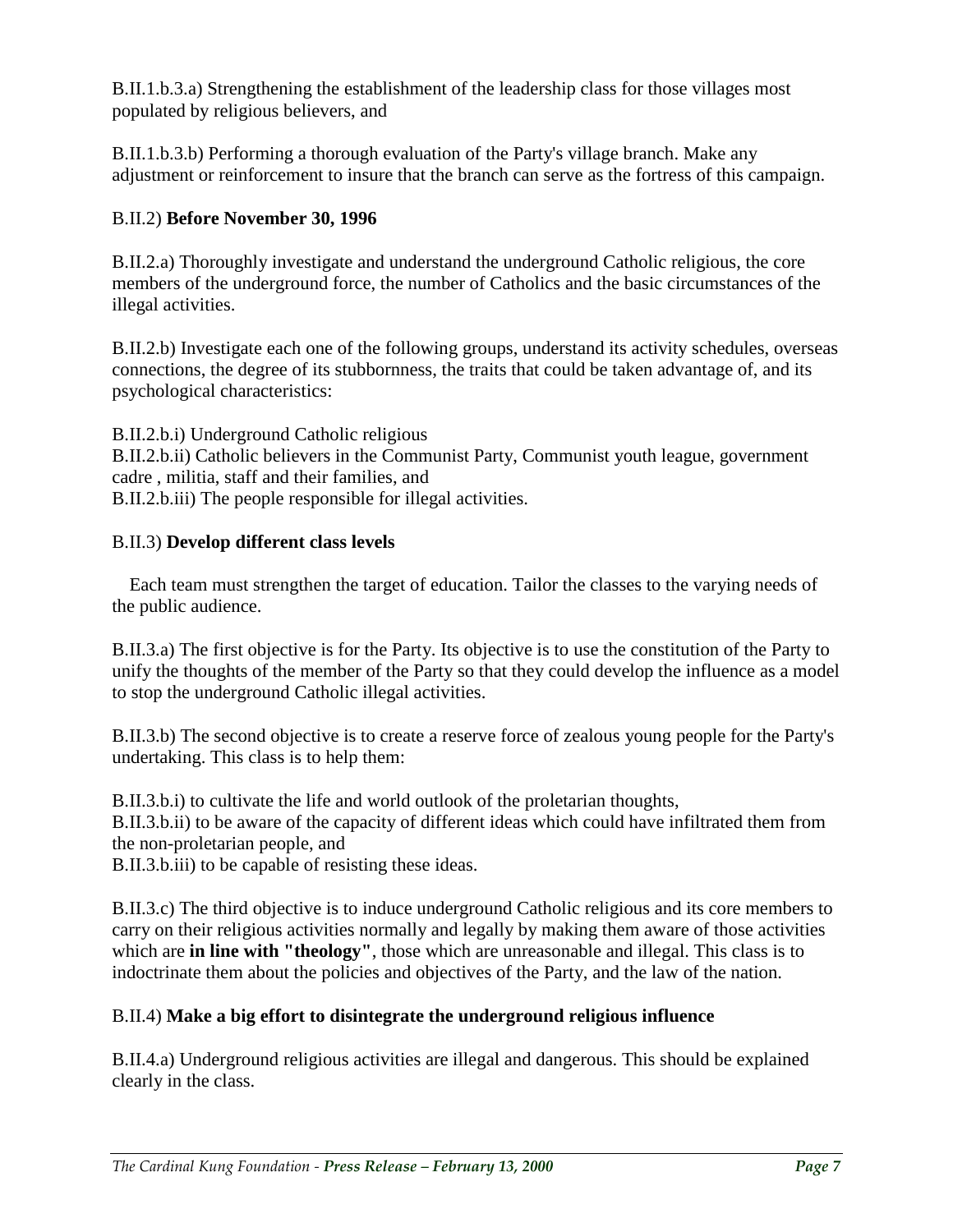B.II.1.b.3.a) Strengthening the establishment of the leadership class for those villages most populated by religious believers, and

B.II.1.b.3.b) Performing a thorough evaluation of the Party's village branch. Make any adjustment or reinforcement to insure that the branch can serve as the fortress of this campaign.

B.II.2) **Before November 30, 1996**

B.II.2.a) Thoroughly investigate and understand the underground Catholic religious, the core members of the underground force, the number of Catholics and the basic circumstances of the illegal activities.

B.II.2.b) Investigate each one of the following groups, understand its activity schedules, overseas connections, the degree of its stubbornness, the traits that could be taken advantage of, and its psychological characteristics:

B.II.2.b.i) Underground Catholic religious
B.II.2.b.ii) Catholic believers in the Communist Party, Communist youth league, government cadre , militia, staff and their families, and
B.II.2.b.iii) The people responsible for illegal activities.

B.II.3) **Develop different class levels**

Each team must strengthen the target of education. Tailor the classes to the varying needs of the public audience.

B.II.3.a) The first objective is for the Party. Its objective is to use the constitution of the Party to unify the thoughts of the member of the Party so that they could develop the influence as a model to stop the underground Catholic illegal activities.

B.II.3.b) The second objective is to create a reserve force of zealous young people for the Party's undertaking. This class is to help them:

B.II.3.b.i) to cultivate the life and world outlook of the proletarian thoughts,
B.II.3.b.ii) to be aware of the capacity of different ideas which could have infiltrated them from the non-proletarian people, and
B.II.3.b.iii) to be capable of resisting these ideas.

B.II.3.c) The third objective is to induce underground Catholic religious and its core members to carry on their religious activities normally and legally by making them aware of those activities which are **in line with "theology"**, those which are unreasonable and illegal. This class is to indoctrinate them about the policies and objectives of the Party, and the law of the nation.

B.II.4) **Make a big effort to disintegrate the underground religious influence**

B.II.4.a) Underground religious activities are illegal and dangerous. This should be explained clearly in the class.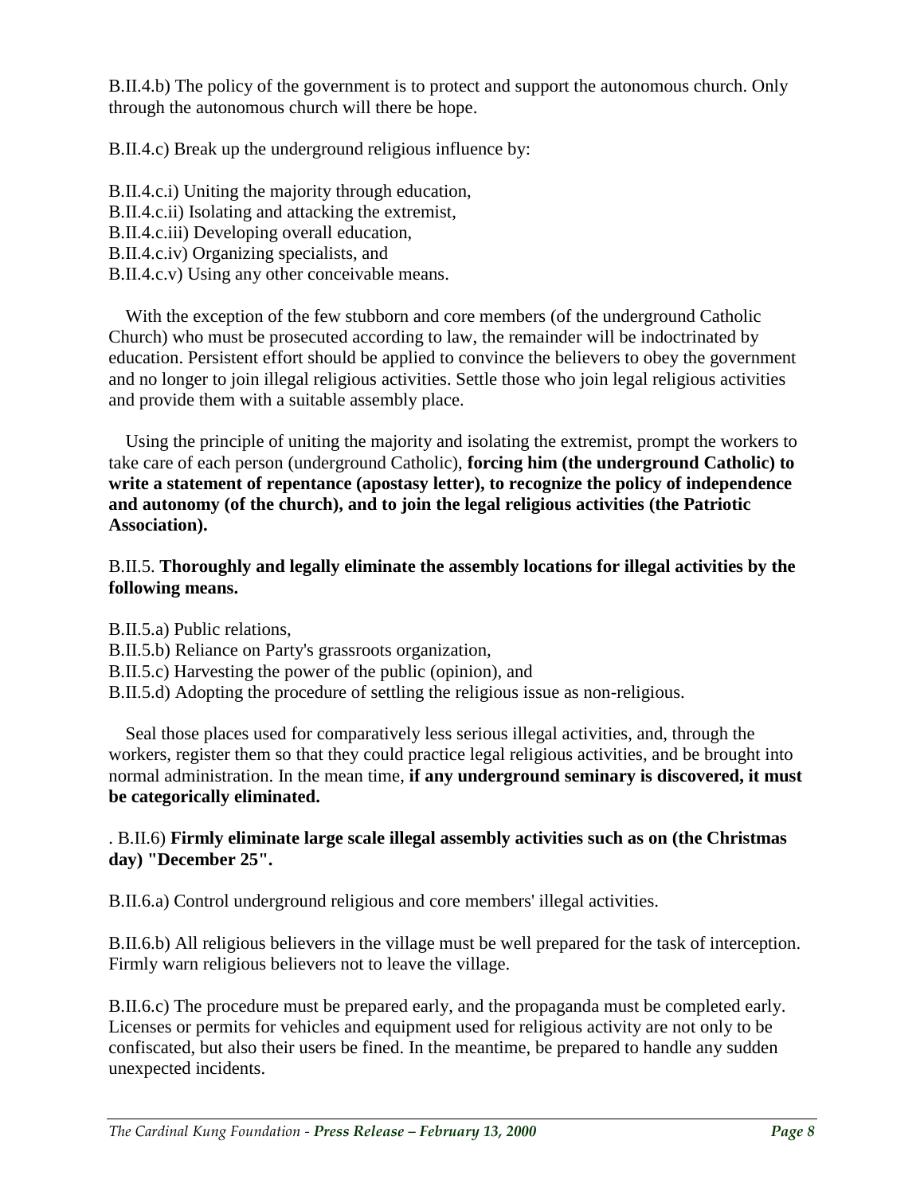B.II.4.b) The policy of the government is to protect and support the autonomous church. Only through the autonomous church will there be hope.

B.II.4.c) Break up the underground religious influence by:

B.II.4.c.i) Uniting the majority through education,
B.II.4.c.ii) Isolating and attacking the extremist,
B.II.4.c.iii) Developing overall education,
B.II.4.c.iv) Organizing specialists, and
B.II.4.c.v) Using any other conceivable means.

With the exception of the few stubborn and core members (of the underground Catholic Church) who must be prosecuted according to law, the remainder will be indoctrinated by education. Persistent effort should be applied to convince the believers to obey the government and no longer to join illegal religious activities. Settle those who join legal religious activities and provide them with a suitable assembly place.

Using the principle of uniting the majority and isolating the extremist, prompt the workers to take care of each person (underground Catholic), **forcing him (the underground Catholic) to write a statement of repentance (apostasy letter), to recognize the policy of independence and autonomy (of the church), and to join the legal religious activities (the Patriotic Association).**

B.II.5. **Thoroughly and legally eliminate the assembly locations for illegal activities by the following means.**

B.II.5.a) Public relations,
B.II.5.b) Reliance on Party's grassroots organization,
B.II.5.c) Harvesting the power of the public (opinion), and
B.II.5.d) Adopting the procedure of settling the religious issue as non-religious.

Seal those places used for comparatively less serious illegal activities, and, through the workers, register them so that they could practice legal religious activities, and be brought into normal administration. In the mean time, **if any underground seminary is discovered, it must be categorically eliminated.**

. B.II.6) **Firmly eliminate large scale illegal assembly activities such as on (the Christmas day) "December 25".**

B.II.6.a) Control underground religious and core members' illegal activities.

B.II.6.b) All religious believers in the village must be well prepared for the task of interception. Firmly warn religious believers not to leave the village.

B.II.6.c) The procedure must be prepared early, and the propaganda must be completed early. Licenses or permits for vehicles and equipment used for religious activity are not only to be confiscated, but also their users be fined. In the meantime, be prepared to handle any sudden unexpected incidents.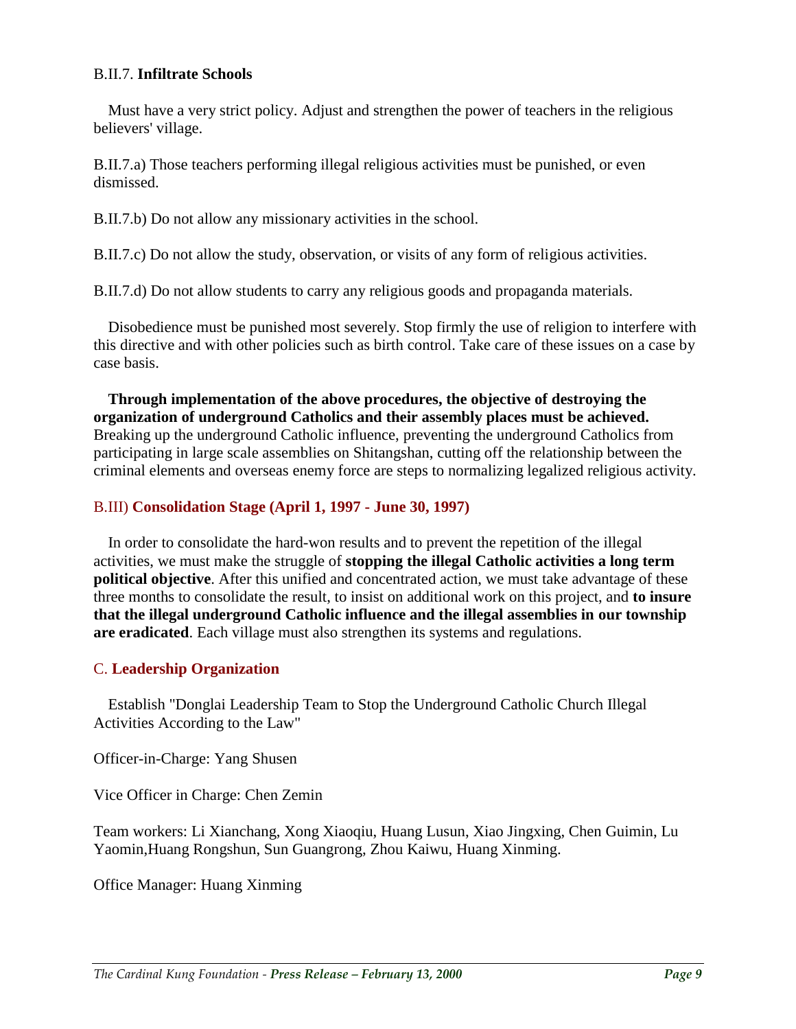B.II.7. **Infiltrate Schools**

Must have a very strict policy. Adjust and strengthen the power of teachers in the religious believers' village.

B.II.7.a) Those teachers performing illegal religious activities must be punished, or even dismissed.

B.II.7.b) Do not allow any missionary activities in the school.

B.II.7.c) Do not allow the study, observation, or visits of any form of religious activities.

B.II.7.d) Do not allow students to carry any religious goods and propaganda materials.

Disobedience must be punished most severely. Stop firmly the use of religion to interfere with this directive and with other policies such as birth control. Take care of these issues on a case by case basis.

**Through implementation of the above procedures, the objective of destroying the organization of underground Catholics and their assembly places must be achieved.** Breaking up the underground Catholic influence, preventing the underground Catholics from participating in large scale assemblies on Shitangshan, cutting off the relationship between the criminal elements and overseas enemy force are steps to normalizing legalized religious activity.

### B.III) **Consolidation Stage (April 1, 1997 - June 30, 1997)**

In order to consolidate the hard-won results and to prevent the repetition of the illegal activities, we must make the struggle of **stopping the illegal Catholic activities a long term political objective**. After this unified and concentrated action, we must take advantage of these three months to consolidate the result, to insist on additional work on this project, and **to insure that the illegal underground Catholic influence and the illegal assemblies in our township are eradicated**. Each village must also strengthen its systems and regulations.

## C. **Leadership Organization**

Establish "Donglai Leadership Team to Stop the Underground Catholic Church Illegal Activities According to the Law"

Officer-in-Charge: Yang Shusen

Vice Officer in Charge: Chen Zemin

Team workers: Li Xianchang, Xong Xiaoqiu, Huang Lusun, Xiao Jingxing, Chen Guimin, Lu Yaomin,Huang Rongshun, Sun Guangrong, Zhou Kaiwu, Huang Xinming.

Office Manager: Huang Xinming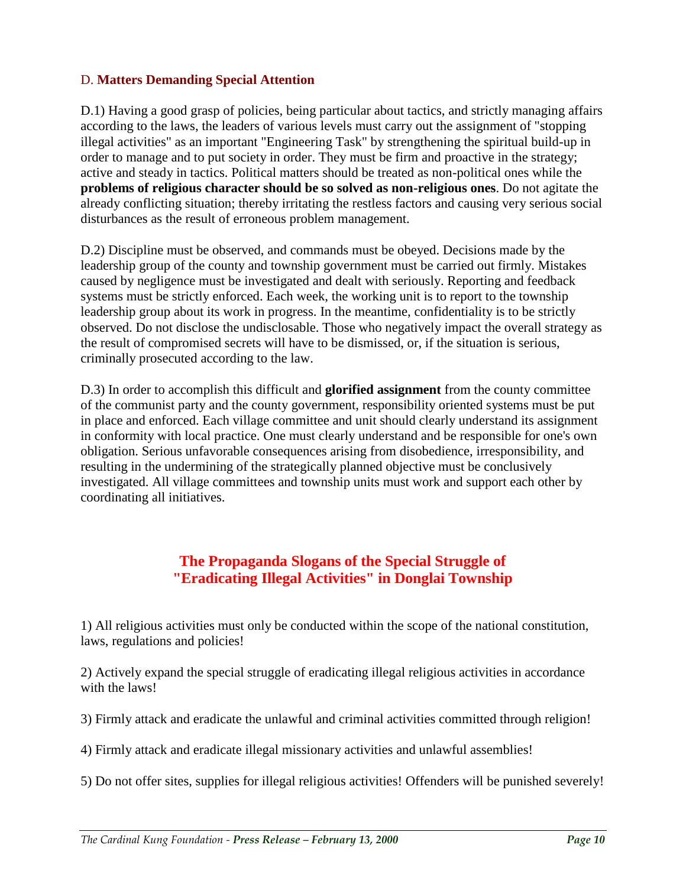### D. **Matters Demanding Special Attention**

D.1) Having a good grasp of policies, being particular about tactics, and strictly managing affairs according to the laws, the leaders of various levels must carry out the assignment of "stopping illegal activities" as an important "Engineering Task" by strengthening the spiritual build-up in order to manage and to put society in order. They must be firm and proactive in the strategy; active and steady in tactics. Political matters should be treated as non-political ones while the **problems of religious character should be so solved as non-religious ones**. Do not agitate the already conflicting situation; thereby irritating the restless factors and causing very serious social disturbances as the result of erroneous problem management.

D.2) Discipline must be observed, and commands must be obeyed. Decisions made by the leadership group of the county and township government must be carried out firmly. Mistakes caused by negligence must be investigated and dealt with seriously. Reporting and feedback systems must be strictly enforced. Each week, the working unit is to report to the township leadership group about its work in progress. In the meantime, confidentiality is to be strictly observed. Do not disclose the undisclosable. Those who negatively impact the overall strategy as the result of compromised secrets will have to be dismissed, or, if the situation is serious, criminally prosecuted according to the law.

D.3) In order to accomplish this difficult and **glorified assignment** from the county committee of the communist party and the county government, responsibility oriented systems must be put in place and enforced. Each village committee and unit should clearly understand its assignment in conformity with local practice. One must clearly understand and be responsible for one's own obligation. Serious unfavorable consequences arising from disobedience, irresponsibility, and resulting in the undermining of the strategically planned objective must be conclusively investigated. All village committees and township units must work and support each other by coordinating all initiatives.

## The Propaganda Slogans of the Special Struggle of "Eradicating Illegal Activities" in Donglai Township

1) All religious activities must only be conducted within the scope of the national constitution, laws, regulations and policies!

2) Actively expand the special struggle of eradicating illegal religious activities in accordance with the laws!

3) Firmly attack and eradicate the unlawful and criminal activities committed through religion!

4) Firmly attack and eradicate illegal missionary activities and unlawful assemblies!

5) Do not offer sites, supplies for illegal religious activities! Offenders will be punished severely!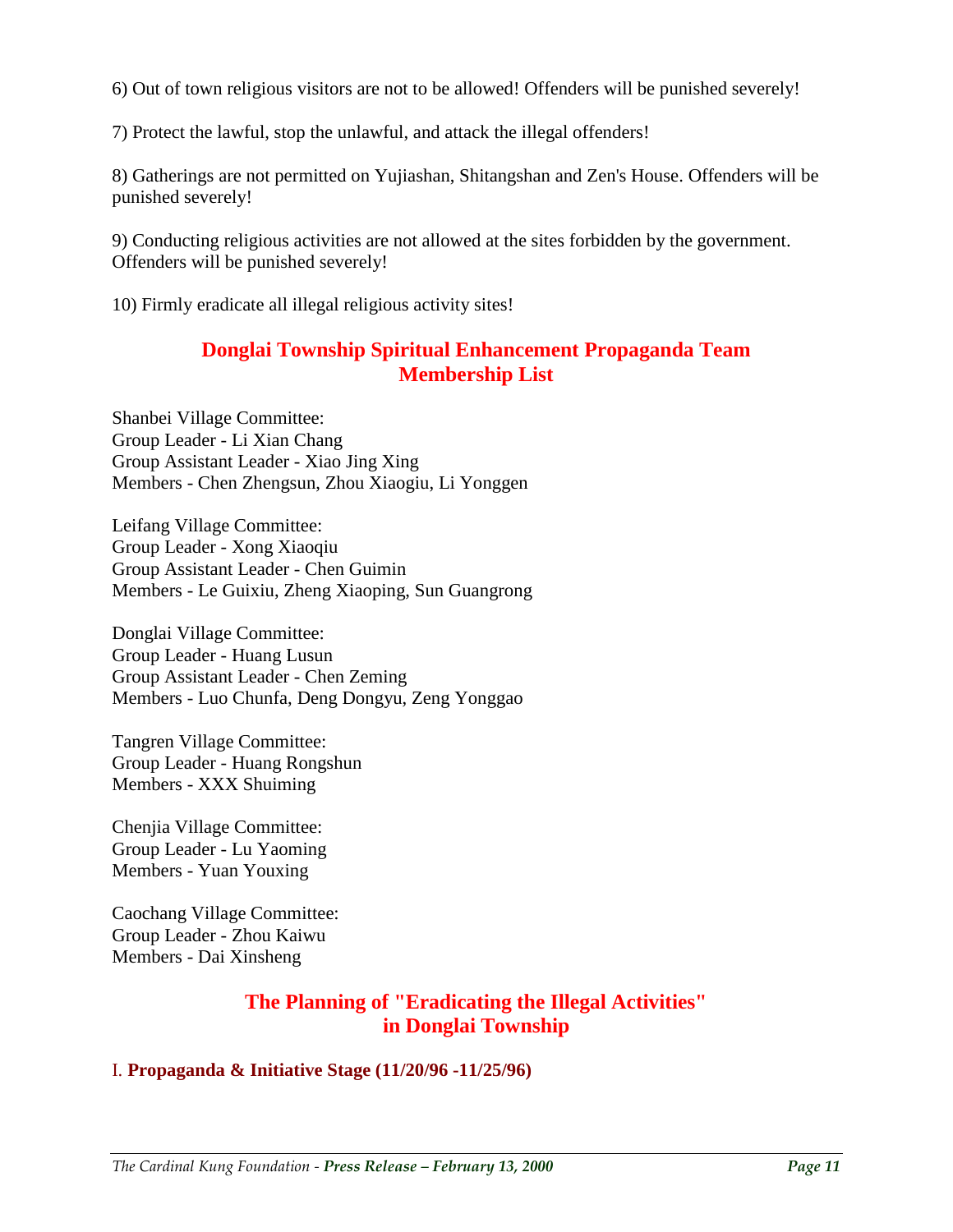6) Out of town religious visitors are not to be allowed! Offenders will be punished severely!

7) Protect the lawful, stop the unlawful, and attack the illegal offenders!

8) Gatherings are not permitted on Yujiashan, Shitangshan and Zen's House. Offenders will be punished severely!

9) Conducting religious activities are not allowed at the sites forbidden by the government. Offenders will be punished severely!

10) Firmly eradicate all illegal religious activity sites!

## Donglai Township Spiritual Enhancement Propaganda Team Membership List

Shanbei Village Committee:
Group Leader - Li Xian Chang
Group Assistant Leader - Xiao Jing Xing
Members - Chen Zhengsun, Zhou Xiaogiu, Li Yonggen

Leifang Village Committee:
Group Leader - Xong Xiaoqiu
Group Assistant Leader - Chen Guimin
Members - Le Guixiu, Zheng Xiaoping, Sun Guangrong

Donglai Village Committee:
Group Leader - Huang Lusun
Group Assistant Leader - Chen Zeming
Members - Luo Chunfa, Deng Dongyu, Zeng Yonggao

Tangren Village Committee:
Group Leader - Huang Rongshun
Members - XXX Shuiming

Chenjia Village Committee:
Group Leader - Lu Yaoming
Members - Yuan Youxing

Caochang Village Committee:
Group Leader - Zhou Kaiwu
Members - Dai Xinsheng

## The Planning of "Eradicating the Illegal Activities" in Donglai Township

### I. **Propaganda & Initiative Stage (11/20/96 -11/25/96)**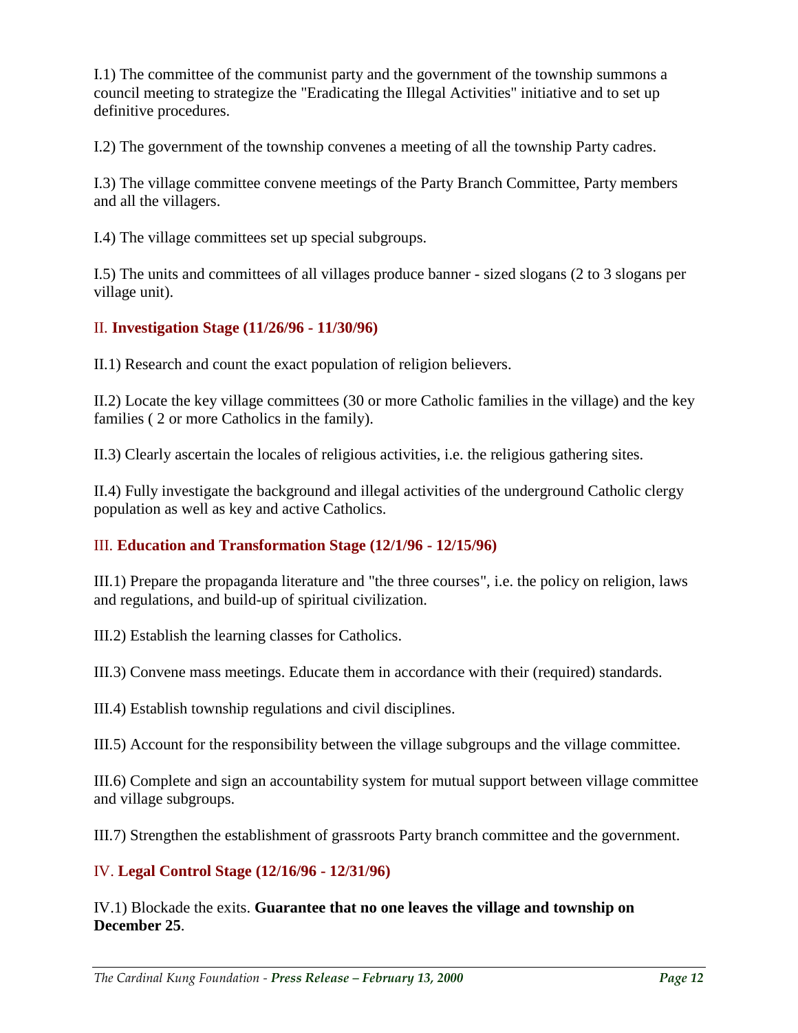I.1) The committee of the communist party and the government of the township summons a council meeting to strategize the "Eradicating the Illegal Activities" initiative and to set up definitive procedures.

I.2) The government of the township convenes a meeting of all the township Party cadres.

I.3) The village committee convene meetings of the Party Branch Committee, Party members and all the villagers.

I.4) The village committees set up special subgroups.

I.5) The units and committees of all villages produce banner - sized slogans (2 to 3 slogans per village unit).

### II. **Investigation Stage (11/26/96 - 11/30/96)**

II.1) Research and count the exact population of religion believers.

II.2) Locate the key village committees (30 or more Catholic families in the village) and the key families ( 2 or more Catholics in the family).

II.3) Clearly ascertain the locales of religious activities, i.e. the religious gathering sites.

II.4) Fully investigate the background and illegal activities of the underground Catholic clergy population as well as key and active Catholics.

### III. **Education and Transformation Stage (12/1/96 - 12/15/96)**

III.1) Prepare the propaganda literature and "the three courses", i.e. the policy on religion, laws and regulations, and build-up of spiritual civilization.

III.2) Establish the learning classes for Catholics.

III.3) Convene mass meetings. Educate them in accordance with their (required) standards.

III.4) Establish township regulations and civil disciplines.

III.5) Account for the responsibility between the village subgroups and the village committee.

III.6) Complete and sign an accountability system for mutual support between village committee and village subgroups.

III.7) Strengthen the establishment of grassroots Party branch committee and the government.

### IV. **Legal Control Stage (12/16/96 - 12/31/96)**

IV.1) Blockade the exits. **Guarantee that no one leaves the village and township on December 25**.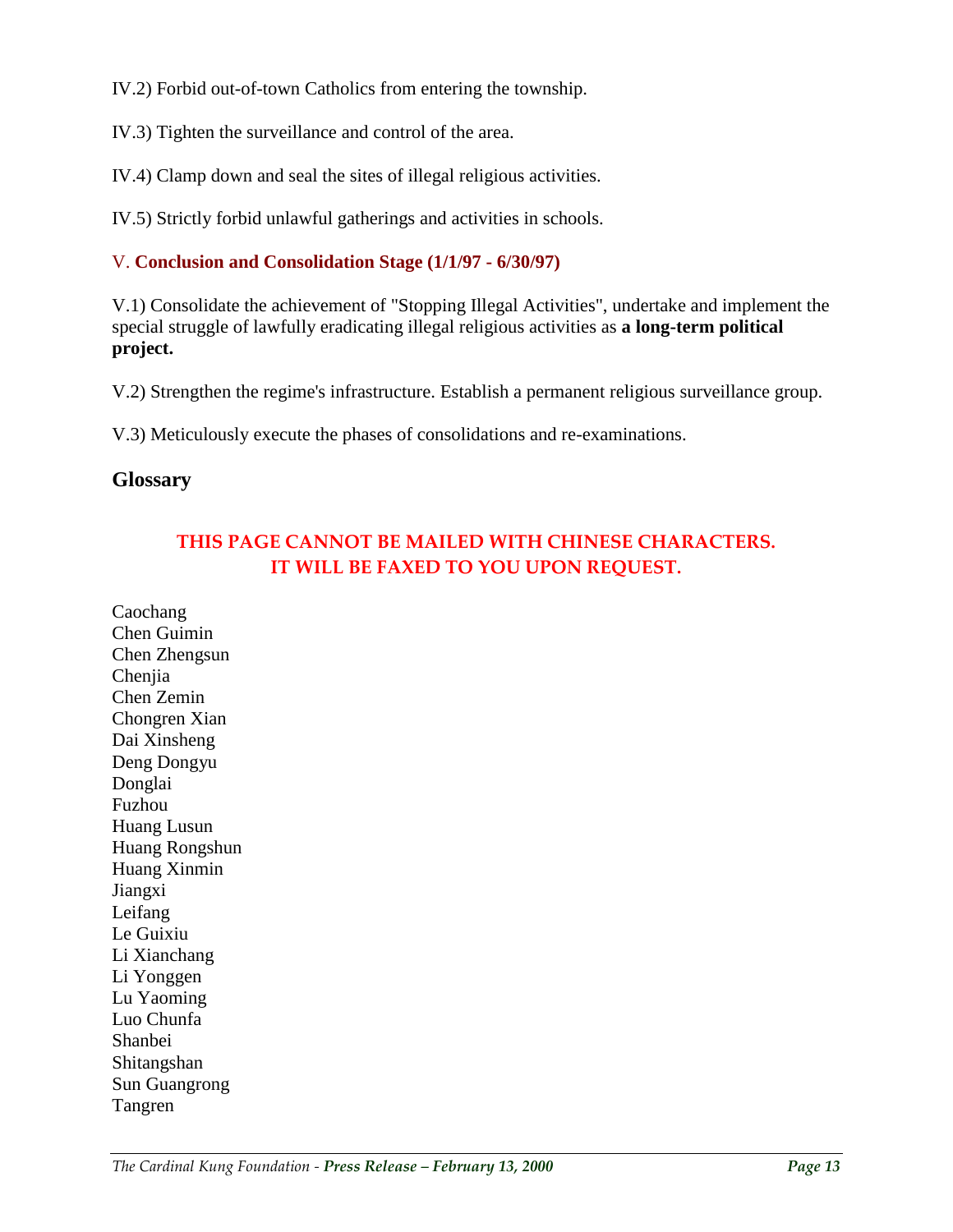IV.2) Forbid out-of-town Catholics from entering the township.

IV.3) Tighten the surveillance and control of the area.

IV.4) Clamp down and seal the sites of illegal religious activities.

IV.5) Strictly forbid unlawful gatherings and activities in schools.

### V. Conclusion and Consolidation Stage (1/1/97 - 6/30/97)

V.1) Consolidate the achievement of "Stopping Illegal Activities", undertake and implement the special struggle of lawfully eradicating illegal religious activities as **a long-term political project.**

V.2) Strengthen the regime's infrastructure. Establish a permanent religious surveillance group.

V.3) Meticulously execute the phases of consolidations and re-examinations.

## Glossary

**THIS PAGE CANNOT BE MAILED WITH CHINESE CHARACTERS.
IT WILL BE FAXED TO YOU UPON REQUEST.**

Caochang
Chen Guimin
Chen Zhengsun
Chenjia
Chen Zemin
Chongren Xian
Dai Xinsheng
Deng Dongyu
Donglai
Fuzhou
Huang Lusun
Huang Rongshun
Huang Xinmin
Jiangxi
Leifang
Le Guixiu
Li Xianchang
Li Yonggen
Lu Yaoming
Luo Chunfa
Shanbei
Shitangshan
Sun Guangrong
Tangren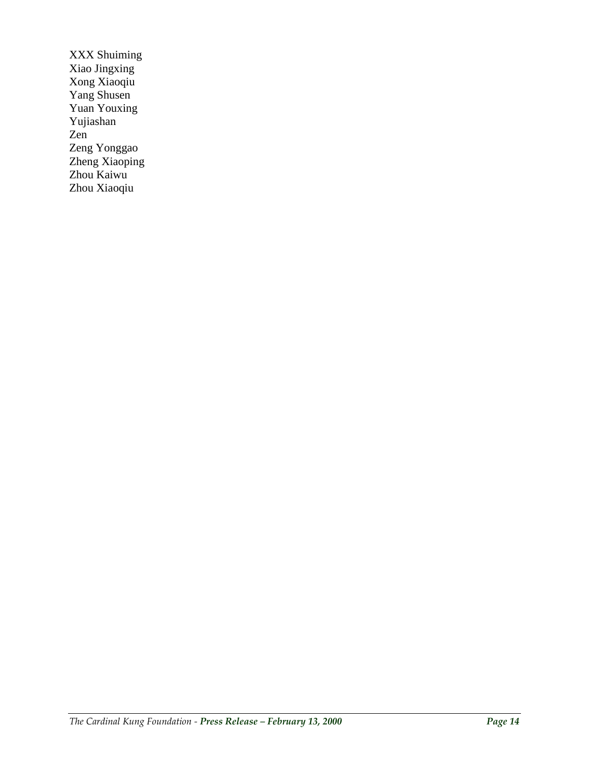XXX Shuiming
Xiao Jingxing
Xong Xiaoqiu
Yang Shusen
Yuan Youxing
Yujiashan
Zen
Zeng Yonggao
Zheng Xiaoping
Zhou Kaiwu
Zhou Xiaoqiu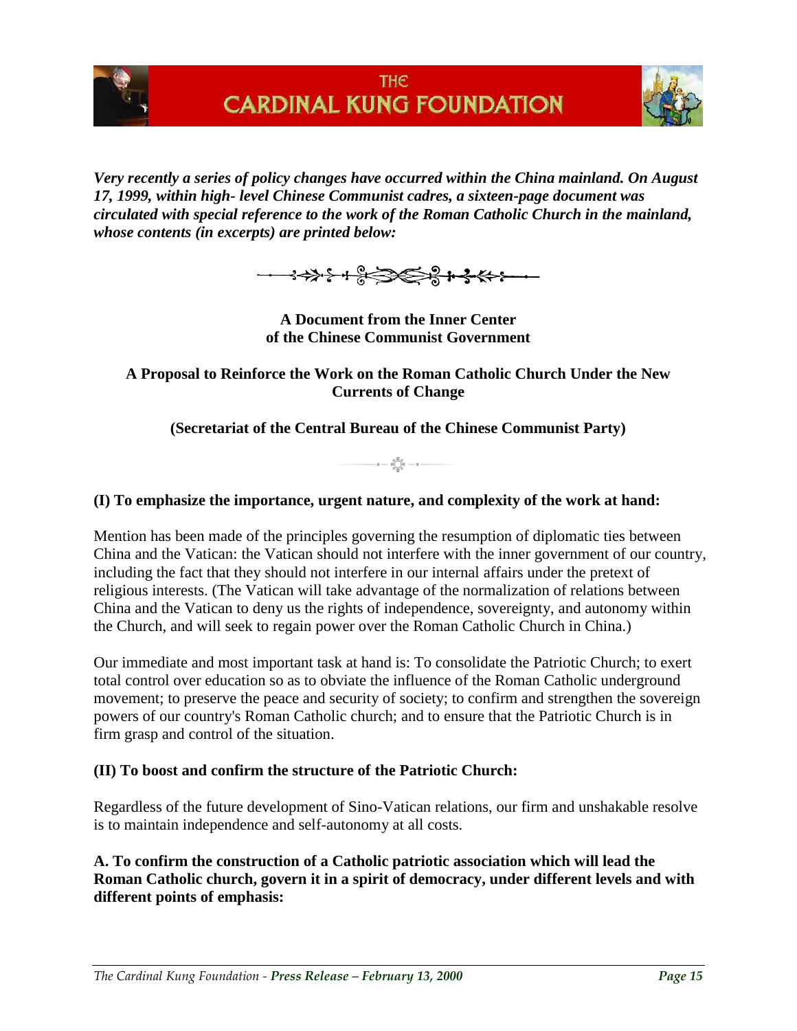***Very recently a series of policy changes have occurred within the China mainland. On August 17, 1999, within high- level Chinese Communist cadres, a sixteen-page document was circulated with special reference to the work of the Roman Catholic Church in the mainland, whose contents (in excerpts) are printed below:***

**A Document from the Inner Center of the Chinese Communist Government**

**A Proposal to Reinforce the Work on the Roman Catholic Church Under the New Currents of Change**

**(Secretariat of the Central Bureau of the Chinese Communist Party)**

**(I) To emphasize the importance, urgent nature, and complexity of the work at hand:**

Mention has been made of the principles governing the resumption of diplomatic ties between China and the Vatican: the Vatican should not interfere with the inner government of our country, including the fact that they should not interfere in our internal affairs under the pretext of religious interests. (The Vatican will take advantage of the normalization of relations between China and the Vatican to deny us the rights of independence, sovereignty, and autonomy within the Church, and will seek to regain power over the Roman Catholic Church in China.)

Our immediate and most important task at hand is: To consolidate the Patriotic Church; to exert total control over education so as to obviate the influence of the Roman Catholic underground movement; to preserve the peace and security of society; to confirm and strengthen the sovereign powers of our country's Roman Catholic church; and to ensure that the Patriotic Church is in firm grasp and control of the situation.

**(II) To boost and confirm the structure of the Patriotic Church:**

Regardless of the future development of Sino-Vatican relations, our firm and unshakable resolve is to maintain independence and self-autonomy at all costs.

**A. To confirm the construction of a Catholic patriotic association which will lead the Roman Catholic church, govern it in a spirit of democracy, under different levels and with different points of emphasis:**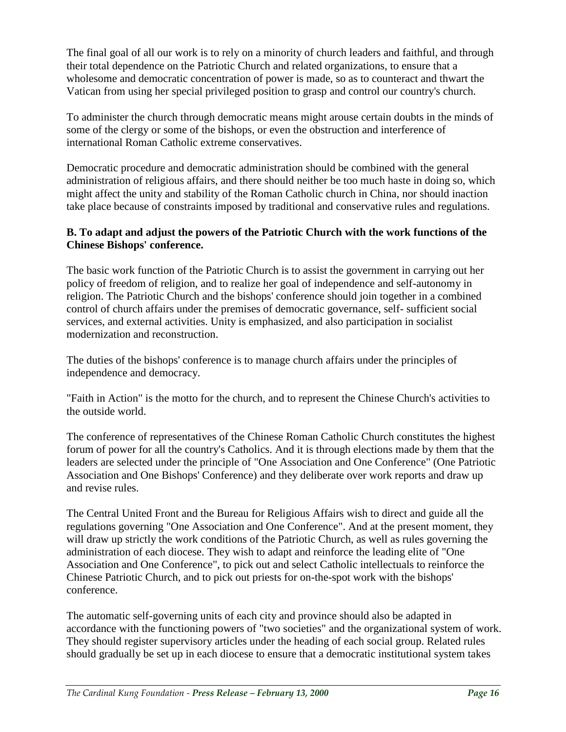The final goal of all our work is to rely on a minority of church leaders and faithful, and through their total dependence on the Patriotic Church and related organizations, to ensure that a wholesome and democratic concentration of power is made, so as to counteract and thwart the Vatican from using her special privileged position to grasp and control our country's church.

To administer the church through democratic means might arouse certain doubts in the minds of some of the clergy or some of the bishops, or even the obstruction and interference of international Roman Catholic extreme conservatives.

Democratic procedure and democratic administration should be combined with the general administration of religious affairs, and there should neither be too much haste in doing so, which might affect the unity and stability of the Roman Catholic church in China, nor should inaction take place because of constraints imposed by traditional and conservative rules and regulations.

**B. To adapt and adjust the powers of the Patriotic Church with the work functions of the Chinese Bishops' conference.**

The basic work function of the Patriotic Church is to assist the government in carrying out her policy of freedom of religion, and to realize her goal of independence and self-autonomy in religion. The Patriotic Church and the bishops' conference should join together in a combined control of church affairs under the premises of democratic governance, self- sufficient social services, and external activities. Unity is emphasized, and also participation in socialist modernization and reconstruction.

The duties of the bishops' conference is to manage church affairs under the principles of independence and democracy.

"Faith in Action" is the motto for the church, and to represent the Chinese Church's activities to the outside world.

The conference of representatives of the Chinese Roman Catholic Church constitutes the highest forum of power for all the country's Catholics. And it is through elections made by them that the leaders are selected under the principle of "One Association and One Conference" (One Patriotic Association and One Bishops' Conference) and they deliberate over work reports and draw up and revise rules.

The Central United Front and the Bureau for Religious Affairs wish to direct and guide all the regulations governing "One Association and One Conference". And at the present moment, they will draw up strictly the work conditions of the Patriotic Church, as well as rules governing the administration of each diocese. They wish to adapt and reinforce the leading elite of "One Association and One Conference", to pick out and select Catholic intellectuals to reinforce the Chinese Patriotic Church, and to pick out priests for on-the-spot work with the bishops' conference.

The automatic self-governing units of each city and province should also be adapted in accordance with the functioning powers of "two societies" and the organizational system of work. They should register supervisory articles under the heading of each social group. Related rules should gradually be set up in each diocese to ensure that a democratic institutional system takes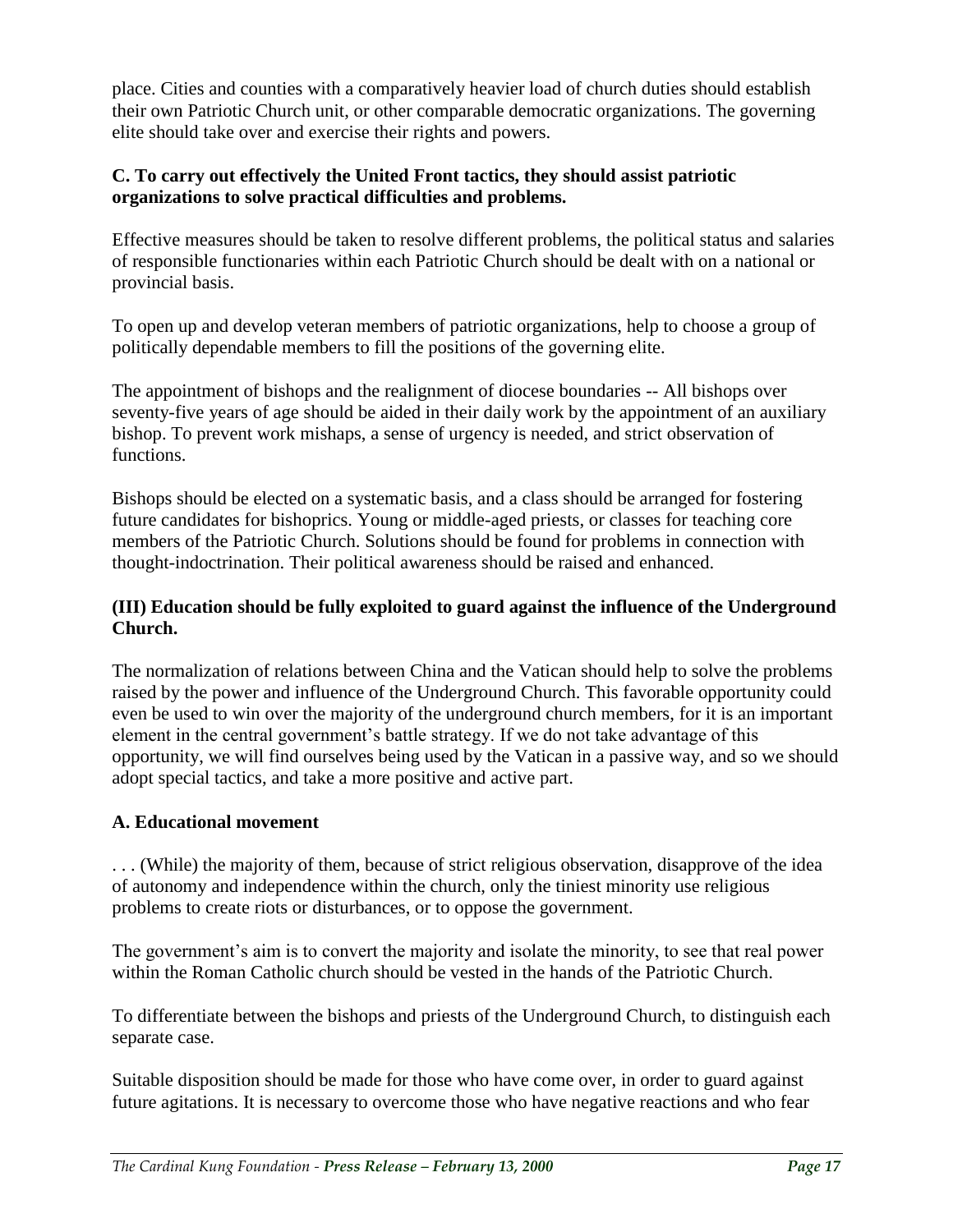place. Cities and counties with a comparatively heavier load of church duties should establish their own Patriotic Church unit, or other comparable democratic organizations. The governing elite should take over and exercise their rights and powers.

**C. To carry out effectively the United Front tactics, they should assist patriotic organizations to solve practical difficulties and problems.**

Effective measures should be taken to resolve different problems, the political status and salaries of responsible functionaries within each Patriotic Church should be dealt with on a national or provincial basis.

To open up and develop veteran members of patriotic organizations, help to choose a group of politically dependable members to fill the positions of the governing elite.

The appointment of bishops and the realignment of diocese boundaries -- All bishops over seventy-five years of age should be aided in their daily work by the appointment of an auxiliary bishop. To prevent work mishaps, a sense of urgency is needed, and strict observation of functions.

Bishops should be elected on a systematic basis, and a class should be arranged for fostering future candidates for bishoprics. Young or middle-aged priests, or classes for teaching core members of the Patriotic Church. Solutions should be found for problems in connection with thought-indoctrination. Their political awareness should be raised and enhanced.

**(III) Education should be fully exploited to guard against the influence of the Underground Church.**

The normalization of relations between China and the Vatican should help to solve the problems raised by the power and influence of the Underground Church. This favorable opportunity could even be used to win over the majority of the underground church members, for it is an important element in the central government's battle strategy. If we do not take advantage of this opportunity, we will find ourselves being used by the Vatican in a passive way, and so we should adopt special tactics, and take a more positive and active part.

**A. Educational movement**

. . . (While) the majority of them, because of strict religious observation, disapprove of the idea of autonomy and independence within the church, only the tiniest minority use religious problems to create riots or disturbances, or to oppose the government.

The government's aim is to convert the majority and isolate the minority, to see that real power within the Roman Catholic church should be vested in the hands of the Patriotic Church.

To differentiate between the bishops and priests of the Underground Church, to distinguish each separate case.

Suitable disposition should be made for those who have come over, in order to guard against future agitations. It is necessary to overcome those who have negative reactions and who fear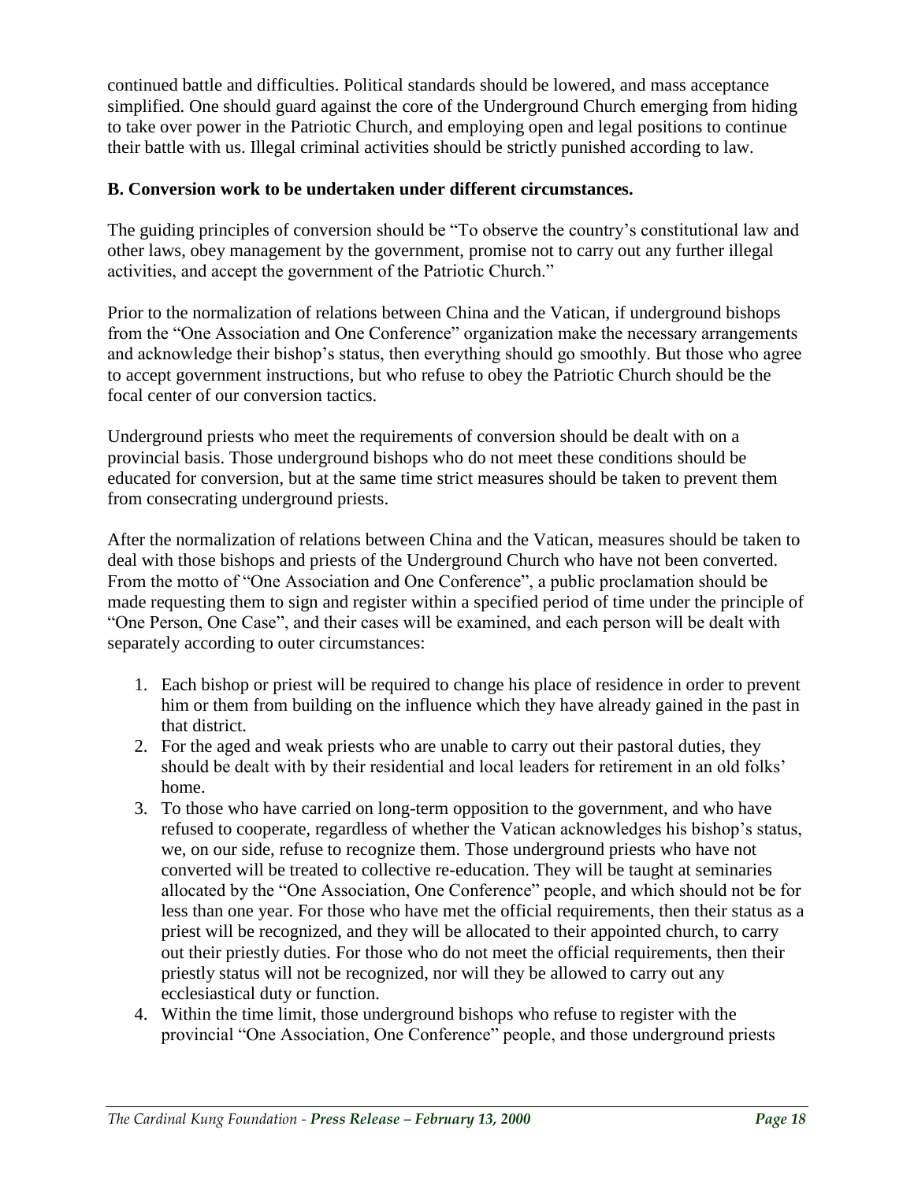continued battle and difficulties. Political standards should be lowered, and mass acceptance simplified. One should guard against the core of the Underground Church emerging from hiding to take over power in the Patriotic Church, and employing open and legal positions to continue their battle with us. Illegal criminal activities should be strictly punished according to law.

**B. Conversion work to be undertaken under different circumstances.**

The guiding principles of conversion should be "To observe the country's constitutional law and other laws, obey management by the government, promise not to carry out any further illegal activities, and accept the government of the Patriotic Church."

Prior to the normalization of relations between China and the Vatican, if underground bishops from the "One Association and One Conference" organization make the necessary arrangements and acknowledge their bishop's status, then everything should go smoothly. But those who agree to accept government instructions, but who refuse to obey the Patriotic Church should be the focal center of our conversion tactics.

Underground priests who meet the requirements of conversion should be dealt with on a provincial basis. Those underground bishops who do not meet these conditions should be educated for conversion, but at the same time strict measures should be taken to prevent them from consecrating underground priests.

After the normalization of relations between China and the Vatican, measures should be taken to deal with those bishops and priests of the Underground Church who have not been converted. From the motto of "One Association and One Conference", a public proclamation should be made requesting them to sign and register within a specified period of time under the principle of "One Person, One Case", and their cases will be examined, and each person will be dealt with separately according to outer circumstances:

1. Each bishop or priest will be required to change his place of residence in order to prevent him or them from building on the influence which they have already gained in the past in that district.
2. For the aged and weak priests who are unable to carry out their pastoral duties, they should be dealt with by their residential and local leaders for retirement in an old folks' home.
3. To those who have carried on long-term opposition to the government, and who have refused to cooperate, regardless of whether the Vatican acknowledges his bishop's status, we, on our side, refuse to recognize them. Those underground priests who have not converted will be treated to collective re-education. They will be taught at seminaries allocated by the "One Association, One Conference" people, and which should not be for less than one year. For those who have met the official requirements, then their status as a priest will be recognized, and they will be allocated to their appointed church, to carry out their priestly duties. For those who do not meet the official requirements, then their priestly status will not be recognized, nor will they be allowed to carry out any ecclesiastical duty or function.
4. Within the time limit, those underground bishops who refuse to register with the provincial "One Association, One Conference" people, and those underground priests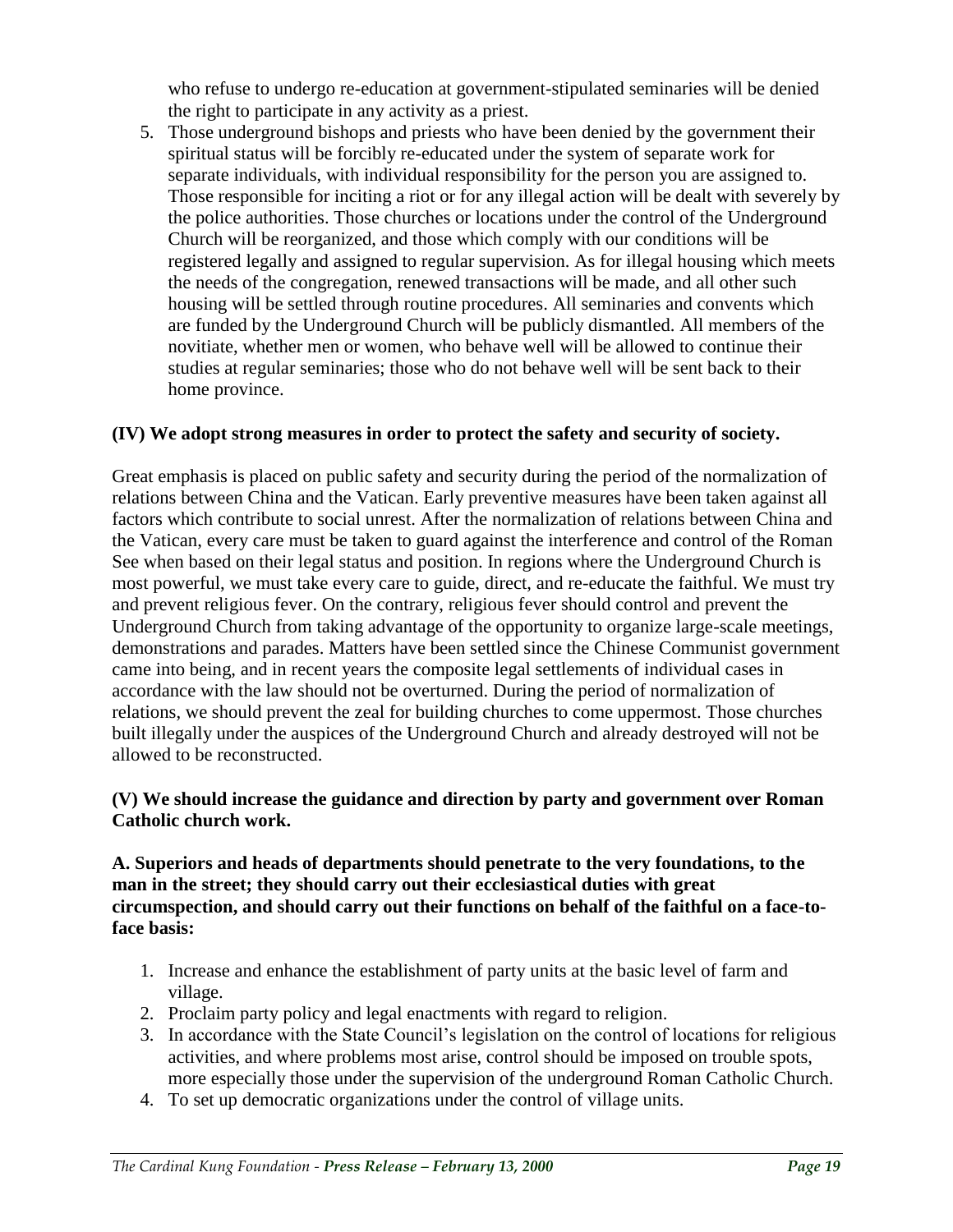who refuse to undergo re-education at government-stipulated seminaries will be denied the right to participate in any activity as a priest.

5. Those underground bishops and priests who have been denied by the government their spiritual status will be forcibly re-educated under the system of separate work for separate individuals, with individual responsibility for the person you are assigned to. Those responsible for inciting a riot or for any illegal action will be dealt with severely by the police authorities. Those churches or locations under the control of the Underground Church will be reorganized, and those which comply with our conditions will be registered legally and assigned to regular supervision. As for illegal housing which meets the needs of the congregation, renewed transactions will be made, and all other such housing will be settled through routine procedures. All seminaries and convents which are funded by the Underground Church will be publicly dismantled. All members of the novitiate, whether men or women, who behave well will be allowed to continue their studies at regular seminaries; those who do not behave well will be sent back to their home province.

**(IV) We adopt strong measures in order to protect the safety and security of society.**

Great emphasis is placed on public safety and security during the period of the normalization of relations between China and the Vatican. Early preventive measures have been taken against all factors which contribute to social unrest. After the normalization of relations between China and the Vatican, every care must be taken to guard against the interference and control of the Roman See when based on their legal status and position. In regions where the Underground Church is most powerful, we must take every care to guide, direct, and re-educate the faithful. We must try and prevent religious fever. On the contrary, religious fever should control and prevent the Underground Church from taking advantage of the opportunity to organize large-scale meetings, demonstrations and parades. Matters have been settled since the Chinese Communist government came into being, and in recent years the composite legal settlements of individual cases in accordance with the law should not be overturned. During the period of normalization of relations, we should prevent the zeal for building churches to come uppermost. Those churches built illegally under the auspices of the Underground Church and already destroyed will not be allowed to be reconstructed.

**(V) We should increase the guidance and direction by party and government over Roman Catholic church work.**

**A. Superiors and heads of departments should penetrate to the very foundations, to the man in the street; they should carry out their ecclesiastical duties with great circumspection, and should carry out their functions on behalf of the faithful on a face-to-face basis:**

1. Increase and enhance the establishment of party units at the basic level of farm and village.
2. Proclaim party policy and legal enactments with regard to religion.
3. In accordance with the State Council's legislation on the control of locations for religious activities, and where problems most arise, control should be imposed on trouble spots, more especially those under the supervision of the underground Roman Catholic Church.
4. To set up democratic organizations under the control of village units.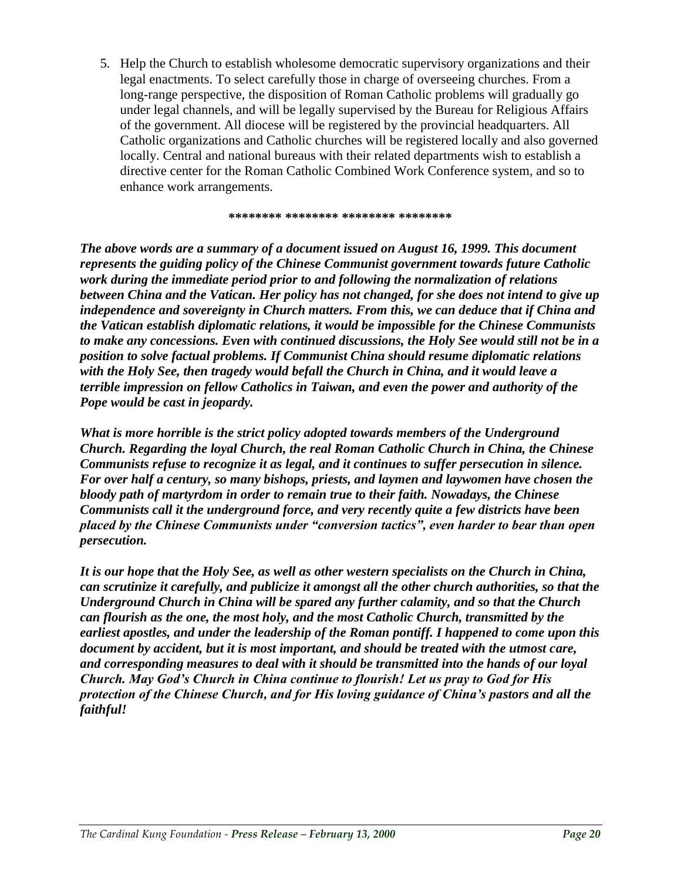5. Help the Church to establish wholesome democratic supervisory organizations and their legal enactments. To select carefully those in charge of overseeing churches. From a long-range perspective, the disposition of Roman Catholic problems will gradually go under legal channels, and will be legally supervised by the Bureau for Religious Affairs of the government. All diocese will be registered by the provincial headquarters. All Catholic organizations and Catholic churches will be registered locally and also governed locally. Central and national bureaus with their related departments wish to establish a directive center for the Roman Catholic Combined Work Conference system, and so to enhance work arrangements.

******** ******** ******** ********

***The above words are a summary of a document issued on August 16, 1999. This document represents the guiding policy of the Chinese Communist government towards future Catholic work during the immediate period prior to and following the normalization of relations between China and the Vatican. Her policy has not changed, for she does not intend to give up independence and sovereignty in Church matters. From this, we can deduce that if China and the Vatican establish diplomatic relations, it would be impossible for the Chinese Communists to make any concessions. Even with continued discussions, the Holy See would still not be in a position to solve factual problems. If Communist China should resume diplomatic relations with the Holy See, then tragedy would befall the Church in China, and it would leave a terrible impression on fellow Catholics in Taiwan, and even the power and authority of the Pope would be cast in jeopardy.***

***What is more horrible is the strict policy adopted towards members of the Underground Church. Regarding the loyal Church, the real Roman Catholic Church in China, the Chinese Communists refuse to recognize it as legal, and it continues to suffer persecution in silence. For over half a century, so many bishops, priests, and laymen and laywomen have chosen the bloody path of martyrdom in order to remain true to their faith. Nowadays, the Chinese Communists call it the underground force, and very recently quite a few districts have been placed by the Chinese Communists under "conversion tactics", even harder to bear than open persecution.***

***It is our hope that the Holy See, as well as other western specialists on the Church in China, can scrutinize it carefully, and publicize it amongst all the other church authorities, so that the Underground Church in China will be spared any further calamity, and so that the Church can flourish as the one, the most holy, and the most Catholic Church, transmitted by the earliest apostles, and under the leadership of the Roman pontiff. I happened to come upon this document by accident, but it is most important, and should be treated with the utmost care, and corresponding measures to deal with it should be transmitted into the hands of our loyal Church. May God's Church in China continue to flourish! Let us pray to God for His protection of the Chinese Church, and for His loving guidance of China's pastors and all the faithful!***